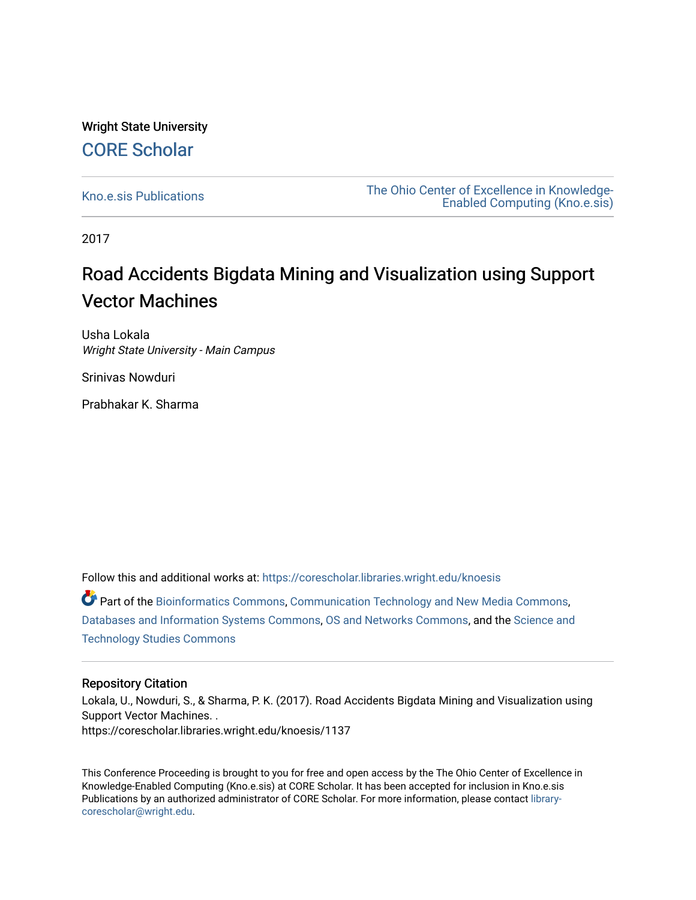Wright State University

## CORE Scholar

Kno.e.sis Publications

The Ohio Center of Excellence in Knowledge-Enabled Computing (Kno.e.sis)

2017

# Road Accidents Bigdata Mining and Visualization using Support Vector Machines

Usha Lokala
*Wright State University - Main Campus*

Srinivas Nowduri

Prabhakar K. Sharma

Follow this and additional works at: https://corescholar.libraries.wright.edu/knoesis

Part of the Bioinformatics Commons, Communication Technology and New Media Commons, Databases and Information Systems Commons, OS and Networks Commons, and the Science and Technology Studies Commons

### Repository Citation

Lokala, U., Nowduri, S., & Sharma, P. K. (2017). Road Accidents Bigdata Mining and Visualization using Support Vector Machines. .
https://corescholar.libraries.wright.edu/knoesis/1137

This Conference Proceeding is brought to you for free and open access by the The Ohio Center of Excellence in Knowledge-Enabled Computing (Kno.e.sis) at CORE Scholar. It has been accepted for inclusion in Kno.e.sis Publications by an authorized administrator of CORE Scholar. For more information, please contact library-corescholar@wright.edu.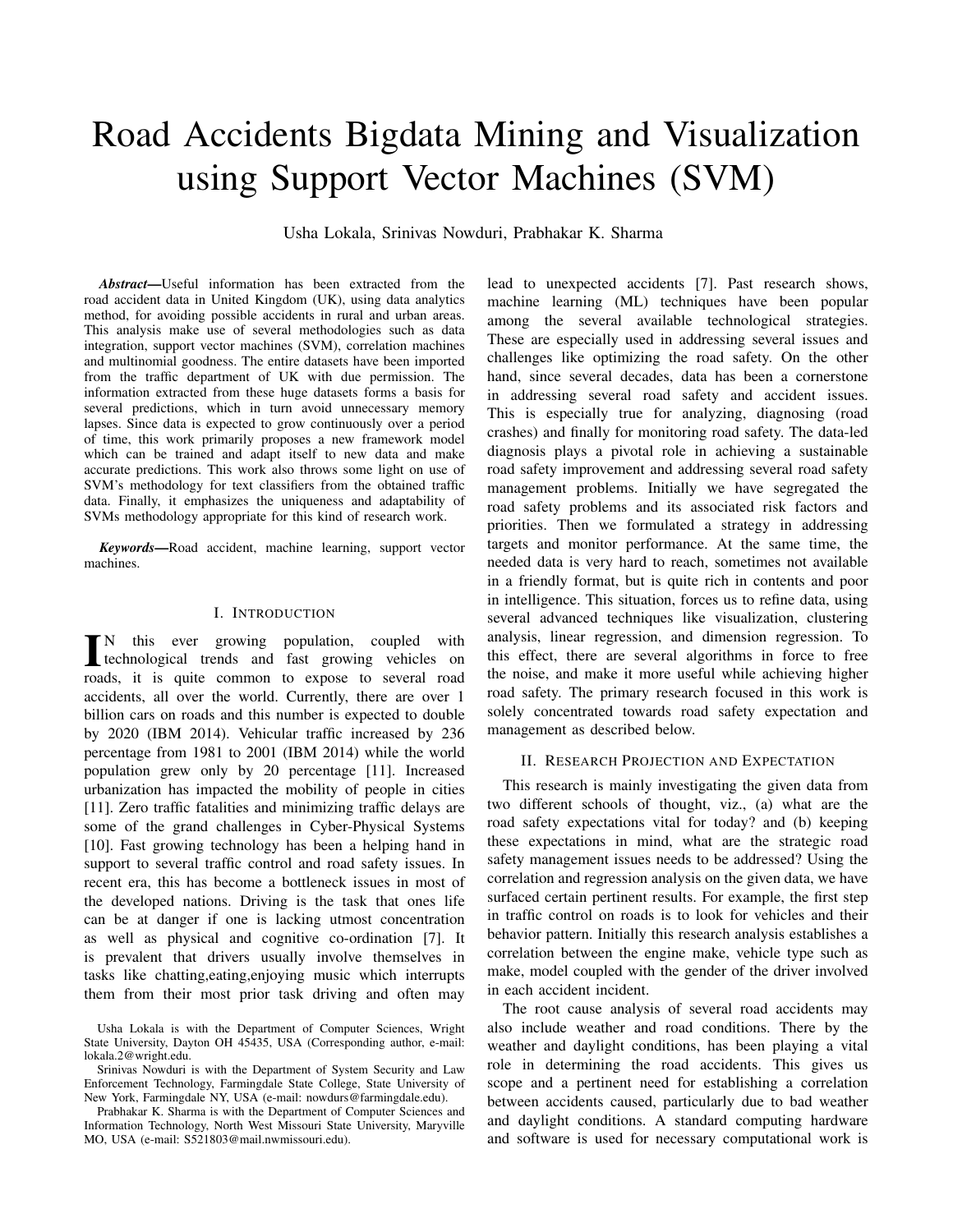# Road Accidents Bigdata Mining and Visualization using Support Vector Machines (SVM)

Usha Lokala, Srinivas Nowduri, Prabhakar K. Sharma

***Abstract*—Useful information has been extracted from the road accident data in United Kingdom (UK), using data analytics method, for avoiding possible accidents in rural and urban areas. This analysis make use of several methodologies such as data integration, support vector machines (SVM), correlation machines and multinomial goodness. The entire datasets have been imported from the traffic department of UK with due permission. The information extracted from these huge datasets forms a basis for several predictions, which in turn avoid unnecessary memory lapses. Since data is expected to grow continuously over a period of time, this work primarily proposes a new framework model which can be trained and adapt itself to new data and make accurate predictions. This work also throws some light on use of SVM's methodology for text classifiers from the obtained traffic data. Finally, it emphasizes the uniqueness and adaptability of SVMs methodology appropriate for this kind of research work.**

***Keywords*—Road accident, machine learning, support vector machines.**

## I. INTRODUCTION

IN this ever growing population, coupled with technological trends and fast growing vehicles on roads, it is quite common to expose to several road accidents, all over the world. Currently, there are over 1 billion cars on roads and this number is expected to double by 2020 (IBM 2014). Vehicular traffic increased by 236 percentage from 1981 to 2001 (IBM 2014) while the world population grew only by 20 percentage [11]. Increased urbanization has impacted the mobility of people in cities [11]. Zero traffic fatalities and minimizing traffic delays are some of the grand challenges in Cyber-Physical Systems [10]. Fast growing technology has been a helping hand in support to several traffic control and road safety issues. In recent era, this has become a bottleneck issues in most of the developed nations. Driving is the task that ones life can be at danger if one is lacking utmost concentration as well as physical and cognitive co-ordination [7]. It is prevalent that drivers usually involve themselves in tasks like chatting,eating,enjoying music which interrupts them from their most prior task driving and often may lead to unexpected accidents [7]. Past research shows, machine learning (ML) techniques have been popular among the several available technological strategies. These are especially used in addressing several issues and challenges like optimizing the road safety. On the other hand, since several decades, data has been a cornerstone in addressing several road safety and accident issues. This is especially true for analyzing, diagnosing (road crashes) and finally for monitoring road safety. The data-led diagnosis plays a pivotal role in achieving a sustainable road safety improvement and addressing several road safety management problems. Initially we have segregated the road safety problems and its associated risk factors and priorities. Then we formulated a strategy in addressing targets and monitor performance. At the same time, the needed data is very hard to reach, sometimes not available in a friendly format, but is quite rich in contents and poor in intelligence. This situation, forces us to refine data, using several advanced techniques like visualization, clustering analysis, linear regression, and dimension regression. To this effect, there are several algorithms in force to free the noise, and make it more useful while achieving higher road safety. The primary research focused in this work is solely concentrated towards road safety expectation and management as described below.

## II. RESEARCH PROJECTION AND EXPECTATION

This research is mainly investigating the given data from two different schools of thought, viz., (a) what are the road safety expectations vital for today? and (b) keeping these expectations in mind, what are the strategic road safety management issues needs to be addressed? Using the correlation and regression analysis on the given data, we have surfaced certain pertinent results. For example, the first step in traffic control on roads is to look for vehicles and their behavior pattern. Initially this research analysis establishes a correlation between the engine make, vehicle type such as make, model coupled with the gender of the driver involved in each accident incident.

The root cause analysis of several road accidents may also include weather and road conditions. There by the weather and daylight conditions, has been playing a vital role in determining the road accidents. This gives us scope and a pertinent need for establishing a correlation between accidents caused, particularly due to bad weather and daylight conditions. A standard computing hardware and software is used for necessary computational work is

Usha Lokala is with the Department of Computer Sciences, Wright State University, Dayton OH 45435, USA (Corresponding author, e-mail: lokala.2@wright.edu.

Srinivas Nowduri is with the Department of System Security and Law Enforcement Technology, Farmingdale State College, State University of New York, Farmingdale NY, USA (e-mail: nowdurs@farmingdale.edu).

Prabhakar K. Sharma is with the Department of Computer Sciences and Information Technology, North West Missouri State University, Maryville MO, USA (e-mail: S521803@mail.nwmissouri.edu).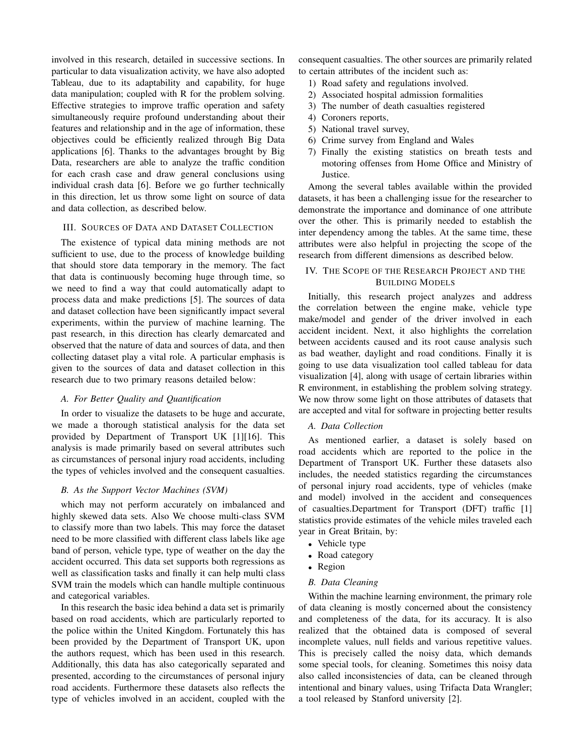involved in this research, detailed in successive sections. In particular to data visualization activity, we have also adopted Tableau, due to its adaptability and capability, for huge data manipulation; coupled with R for the problem solving. Effective strategies to improve traffic operation and safety simultaneously require profound understanding about their features and relationship and in the age of information, these objectives could be efficiently realized through Big Data applications [6]. Thanks to the advantages brought by Big Data, researchers are able to analyze the traffic condition for each crash case and draw general conclusions using individual crash data [6]. Before we go further technically in this direction, let us throw some light on source of data and data collection, as described below.

## III. Sources of Data and Dataset Collection

The existence of typical data mining methods are not sufficient to use, due to the process of knowledge building that should store data temporary in the memory. The fact that data is continuously becoming huge through time, so we need to find a way that could automatically adapt to process data and make predictions [5]. The sources of data and dataset collection have been significantly impact several experiments, within the purview of machine learning. The past research, in this direction has clearly demarcated and observed that the nature of data and sources of data, and then collecting dataset play a vital role. A particular emphasis is given to the sources of data and dataset collection in this research due to two primary reasons detailed below:

### *A. For Better Quality and Quantification*

In order to visualize the datasets to be huge and accurate, we made a thorough statistical analysis for the data set provided by Department of Transport UK [1][16]. This analysis is made primarily based on several attributes such as circumstances of personal injury road accidents, including the types of vehicles involved and the consequent casualties.

### *B. As the Support Vector Machines (SVM)*

which may not perform accurately on imbalanced and highly skewed data sets. Also We choose multi-class SVM to classify more than two labels. This may force the dataset need to be more classified with different class labels like age band of person, vehicle type, type of weather on the day the accident occurred. This data set supports both regressions as well as classification tasks and finally it can help multi class SVM train the models which can handle multiple continuous and categorical variables.

In this research the basic idea behind a data set is primarily based on road accidents, which are particularly reported to the police within the United Kingdom. Fortunately this has been provided by the Department of Transport UK, upon the authors request, which has been used in this research. Additionally, this data has also categorically separated and presented, according to the circumstances of personal injury road accidents. Furthermore these datasets also reflects the type of vehicles involved in an accident, coupled with the consequent casualties. The other sources are primarily related to certain attributes of the incident such as:

1) Road safety and regulations involved.
2) Associated hospital admission formalities
3) The number of death casualties registered
4) Coroners reports,
5) National travel survey,
6) Crime survey from England and Wales
7) Finally the existing statistics on breath tests and motoring offenses from Home Office and Ministry of Justice.

Among the several tables available within the provided datasets, it has been a challenging issue for the researcher to demonstrate the importance and dominance of one attribute over the other. This is primarily needed to establish the inter dependency among the tables. At the same time, these attributes were also helpful in projecting the scope of the research from different dimensions as described below.

## IV. The Scope of the Research Project and the Building Models

Initially, this research project analyzes and address the correlation between the engine make, vehicle type make/model and gender of the driver involved in each accident incident. Next, it also highlights the correlation between accidents caused and its root cause analysis such as bad weather, daylight and road conditions. Finally it is going to use data visualization tool called tableau for data visualization [4], along with usage of certain libraries within R environment, in establishing the problem solving strategy. We now throw some light on those attributes of datasets that are accepted and vital for software in projecting better results

### *A. Data Collection*

As mentioned earlier, a dataset is solely based on road accidents which are reported to the police in the Department of Transport UK. Further these datasets also includes, the needed statistics regarding the circumstances of personal injury road accidents, type of vehicles (make and model) involved in the accident and consequences of casualties.Department for Transport (DFT) traffic [1] statistics provide estimates of the vehicle miles traveled each year in Great Britain, by:

- Vehicle type
- Road category
- Region

### *B. Data Cleaning*

Within the machine learning environment, the primary role of data cleaning is mostly concerned about the consistency and completeness of the data, for its accuracy. It is also realized that the obtained data is composed of several incomplete values, null fields and various repetitive values. This is precisely called the noisy data, which demands some special tools, for cleaning. Sometimes this noisy data also called inconsistencies of data, can be cleaned through intentional and binary values, using Trifacta Data Wrangler; a tool released by Stanford university [2].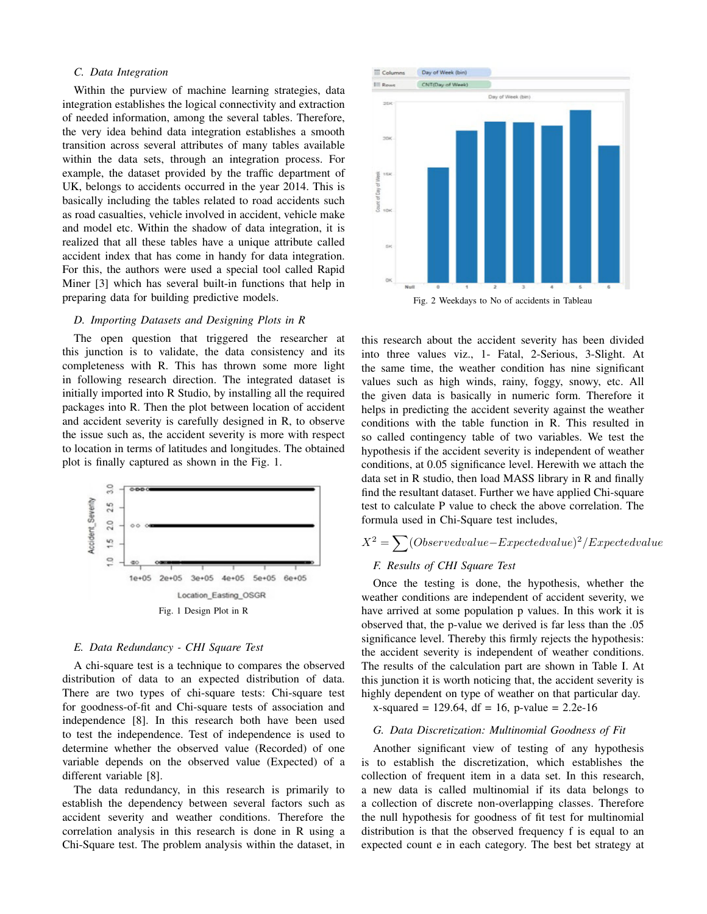### C. Data Integration

Within the purview of machine learning strategies, data integration establishes the logical connectivity and extraction of needed information, among the several tables. Therefore, the very idea behind data integration establishes a smooth transition across several attributes of many tables available within the data sets, through an integration process. For example, the dataset provided by the traffic department of UK, belongs to accidents occurred in the year 2014. This is basically including the tables related to road accidents such as road casualties, vehicle involved in accident, vehicle make and model etc. Within the shadow of data integration, it is realized that all these tables have a unique attribute called accident index that has come in handy for data integration. For this, the authors were used a special tool called Rapid Miner [3] which has several built-in functions that help in preparing data for building predictive models.

### D. Importing Datasets and Designing Plots in R

The open question that triggered the researcher at this junction is to validate, the data consistency and its completeness with R. This has thrown some more light in following research direction. The integrated dataset is initially imported into R Studio, by installing all the required packages into R. Then the plot between location of accident and accident severity is carefully designed in R, to observe the issue such as, the accident severity is more with respect to location in terms of latitudes and longitudes. The obtained plot is finally captured as shown in the Fig. 1.

Fig. 1 Design Plot in R

### E. Data Redundancy - CHI Square Test

A chi-square test is a technique to compares the observed distribution of data to an expected distribution of data. There are two types of chi-square tests: Chi-square test for goodness-of-fit and Chi-square tests of association and independence [8]. In this research both have been used to test the independence. Test of independence is used to determine whether the observed value (Recorded) of one variable depends on the observed value (Expected) of a different variable [8].

The data redundancy, in this research is primarily to establish the dependency between several factors such as accident severity and weather conditions. Therefore the correlation analysis in this research is done in R using a Chi-Square test. The problem analysis within the dataset, in this research about the accident severity has been divided into three values viz., 1- Fatal, 2-Serious, 3-Slight. At the same time, the weather condition has nine significant values such as high winds, rainy, foggy, snowy, etc. All the given data is basically in numeric form. Therefore it helps in predicting the accident severity against the weather conditions with the table function in R. This resulted in so called contingency table of two variables. We test the hypothesis if the accident severity is independent of weather conditions, at 0.05 significance level. Herewith we attach the data set in R studio, then load MASS library in R and finally find the resultant dataset. Further we have applied Chi-square test to calculate P value to check the above correlation. The formula used in Chi-Square test includes,

Fig. 2 Weekdays to No of accidents in Tableau

$$X^2 = \sum(Observedvalue - Expectedvalue)^2/Expectedvalue$$

### F. Results of CHI Square Test

Once the testing is done, the hypothesis, whether the weather conditions are independent of accident severity, we have arrived at some population p values. In this work it is observed that, the p-value we derived is far less than the .05 significance level. Thereby this firmly rejects the hypothesis: the accident severity is independent of weather conditions. The results of the calculation part are shown in Table I. At this junction it is worth noticing that, the accident severity is highly dependent on type of weather on that particular day.

x-squared = 129.64, df = 16, p-value = 2.2e-16

### G. Data Discretization: Multinomial Goodness of Fit

Another significant view of testing of any hypothesis is to establish the discretization, which establishes the collection of frequent item in a data set. In this research, a new data is called multinomial if its data belongs to a collection of discrete non-overlapping classes. Therefore the null hypothesis for goodness of fit test for multinomial distribution is that the observed frequency f is equal to an expected count e in each category. The best bet strategy at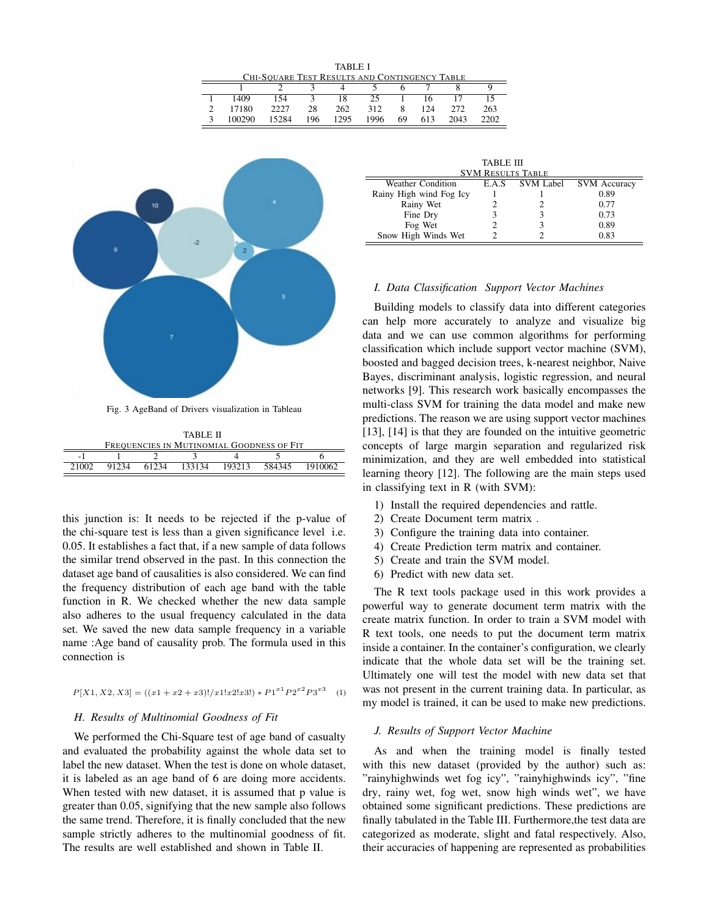TABLE I
CHI-SQUARE TEST RESULTS AND CONTINGENCY TABLE

| | 1 | 2 | 3 | 4 | 5 | 6 | 7 | 8 | 9 |
|---|---|---|---|---|---|---|---|---|---|
| 1 | 1409 | 154 | 3 | 18 | 25 | 1 | 16 | 17 | 15 |
| 2 | 17180 | 2227 | 28 | 262 | 312 | 8 | 124 | 272 | 263 |
| 3 | 100290 | 15284 | 196 | 1295 | 1996 | 69 | 613 | 2043 | 2202 |

Fig. 3 AgeBand of Drivers visualization in Tableau

TABLE II
FREQUENCIES IN MUTINOMIAL GOODNESS OF FIT

| -1 | 1 | 2 | 3 | 4 | 5 | 6 |
|---|---|---|---|---|---|---|
| 21002 | 91234 | 61234 | 133134 | 193213 | 584345 | 1910062 |

this junction is: It needs to be rejected if the p-value of the chi-square test is less than a given significance level i.e. 0.05. It establishes a fact that, if a new sample of data follows the similar trend observed in the past. In this connection the dataset age band of causalities is also considered. We can find the frequency distribution of each age band with the table function in R. We checked whether the new data sample also adheres to the usual frequency calculated in the data set. We saved the new data sample frequency in a variable name :Age band of causality prob. The formula used in this connection is

$$P[X1, X2, X3] = ((x1 + x2 + x3)!/x1!x2!x3!) * P1^{x1} P2^{x2} P3^{x3} \quad (1)$$

### H. Results of Multinomial Goodness of Fit

We performed the Chi-Square test of age band of casualty and evaluated the probability against the whole data set to label the new dataset. When the test is done on whole dataset, it is labeled as an age band of 6 are doing more accidents. When tested with new dataset, it is assumed that p value is greater than 0.05, signifying that the new sample also follows the same trend. Therefore, it is finally concluded that the new sample strictly adheres to the multinomial goodness of fit. The results are well established and shown in Table II.

TABLE III
SVM RESULTS TABLE

| Weather Condition | E.A.S | SVM Label | SVM Accuracy |
|---|---|---|---|
| Rainy High wind Fog Icy | 1 | 1 | 0.89 |
| Rainy Wet | 2 | 2 | 0.77 |
| Fine Dry | 3 | 3 | 0.73 |
| Fog Wet | 2 | 3 | 0.89 |
| Snow High Winds Wet | 2 | 2 | 0.83 |

### I. Data Classification Support Vector Machines

Building models to classify data into different categories can help more accurately to analyze and visualize big data and we can use common algorithms for performing classification which include support vector machine (SVM), boosted and bagged decision trees, k-nearest neighbor, Naive Bayes, discriminant analysis, logistic regression, and neural networks [9]. This research work basically encompasses the multi-class SVM for training the data model and make new predictions. The reason we are using support vector machines [13], [14] is that they are founded on the intuitive geometric concepts of large margin separation and regularized risk minimization, and they are well embedded into statistical learning theory [12]. The following are the main steps used in classifying text in R (with SVM):

1) Install the required dependencies and rattle.
2) Create Document term matrix .
3) Configure the training data into container.
4) Create Prediction term matrix and container.
5) Create and train the SVM model.
6) Predict with new data set.

The R text tools package used in this work provides a powerful way to generate document term matrix with the create matrix function. In order to train a SVM model with R text tools, one needs to put the document term matrix inside a container. In the container's configuration, we clearly indicate that the whole data set will be the training set. Ultimately one will test the model with new data set that was not present in the current training data. In particular, as my model is trained, it can be used to make new predictions.

### J. Results of Support Vector Machine

As and when the training model is finally tested with this new dataset (provided by the author) such as: "rainyhighwinds wet fog icy", "rainyhighwinds icy", "fine dry, rainy wet, fog wet, snow high winds wet", we have obtained some significant predictions. These predictions are finally tabulated in the Table III. Furthermore,the test data are categorized as moderate, slight and fatal respectively. Also, their accuracies of happening are represented as probabilities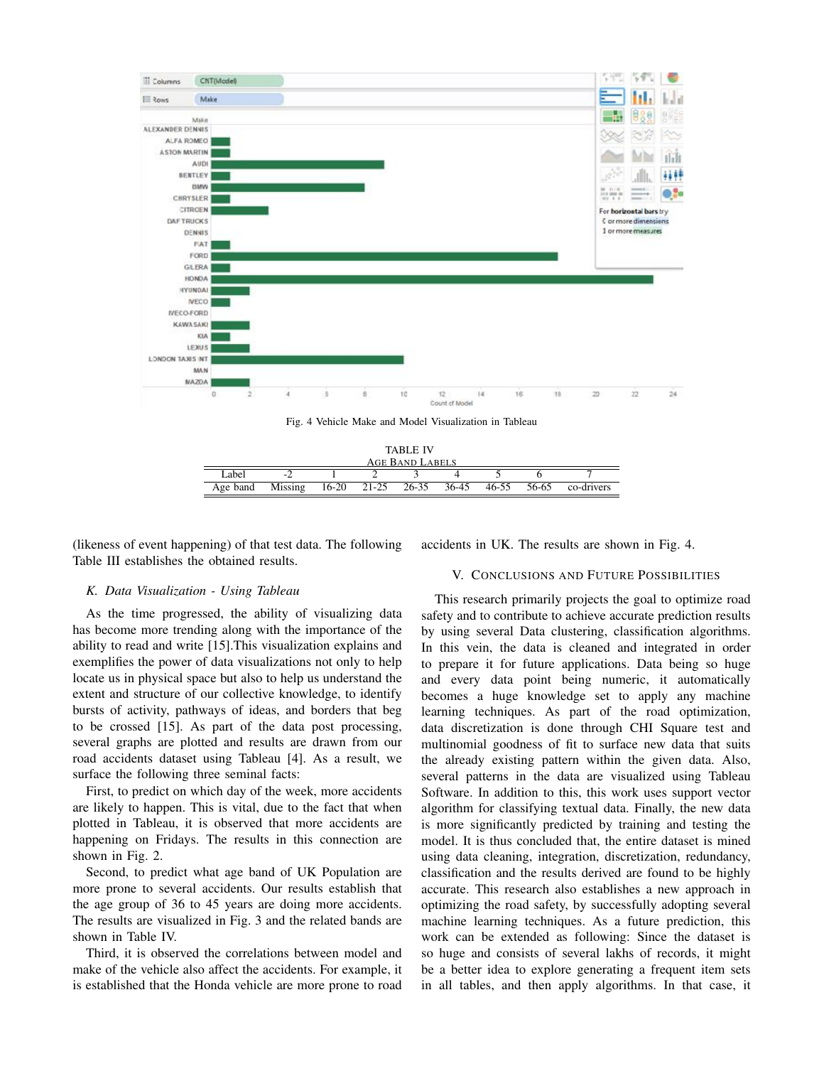Fig. 4 Vehicle Make and Model Visualization in Tableau

TABLE IV
AGE BAND LABELS

| Label | -2 | 1 | 2 | 3 | 4 | 5 | 6 | 7 |
|---|---|---|---|---|---|---|---|---|
| Age band | Missing | 16-20 | 21-25 | 26-35 | 36-45 | 46-55 | 56-65 | co-drivers |

(likeness of event happening) of that test data. The following Table III establishes the obtained results.

### *K. Data Visualization - Using Tableau*

As the time progressed, the ability of visualizing data has become more trending along with the importance of the ability to read and write [15].This visualization explains and exemplifies the power of data visualizations not only to help locate us in physical space but also to help us understand the extent and structure of our collective knowledge, to identify bursts of activity, pathways of ideas, and borders that beg to be crossed [15]. As part of the data post processing, several graphs are plotted and results are drawn from our road accidents dataset using Tableau [4]. As a result, we surface the following three seminal facts:

First, to predict on which day of the week, more accidents are likely to happen. This is vital, due to the fact that when plotted in Tableau, it is observed that more accidents are happening on Fridays. The results in this connection are shown in Fig. 2.

Second, to predict what age band of UK Population are more prone to several accidents. Our results establish that the age group of 36 to 45 years are doing more accidents. The results are visualized in Fig. 3 and the related bands are shown in Table IV.

Third, it is observed the correlations between model and make of the vehicle also affect the accidents. For example, it is established that the Honda vehicle are more prone to road accidents in UK. The results are shown in Fig. 4.

## V. CONCLUSIONS AND FUTURE POSSIBILITIES

This research primarily projects the goal to optimize road safety and to contribute to achieve accurate prediction results by using several Data clustering, classification algorithms. In this vein, the data is cleaned and integrated in order to prepare it for future applications. Data being so huge and every data point being numeric, it automatically becomes a huge knowledge set to apply any machine learning techniques. As part of the road optimization, data discretization is done through CHI Square test and multinomial goodness of fit to surface new data that suits the already existing pattern within the given data. Also, several patterns in the data are visualized using Tableau Software. In addition to this, this work uses support vector algorithm for classifying textual data. Finally, the new data is more significantly predicted by training and testing the model. It is thus concluded that, the entire dataset is mined using data cleaning, integration, discretization, redundancy, classification and the results derived are found to be highly accurate. This research also establishes a new approach in optimizing the road safety, by successfully adopting several machine learning techniques. As a future prediction, this work can be extended as following: Since the dataset is so huge and consists of several lakhs of records, it might be a better idea to explore generating a frequent item sets in all tables, and then apply algorithms. In that case, it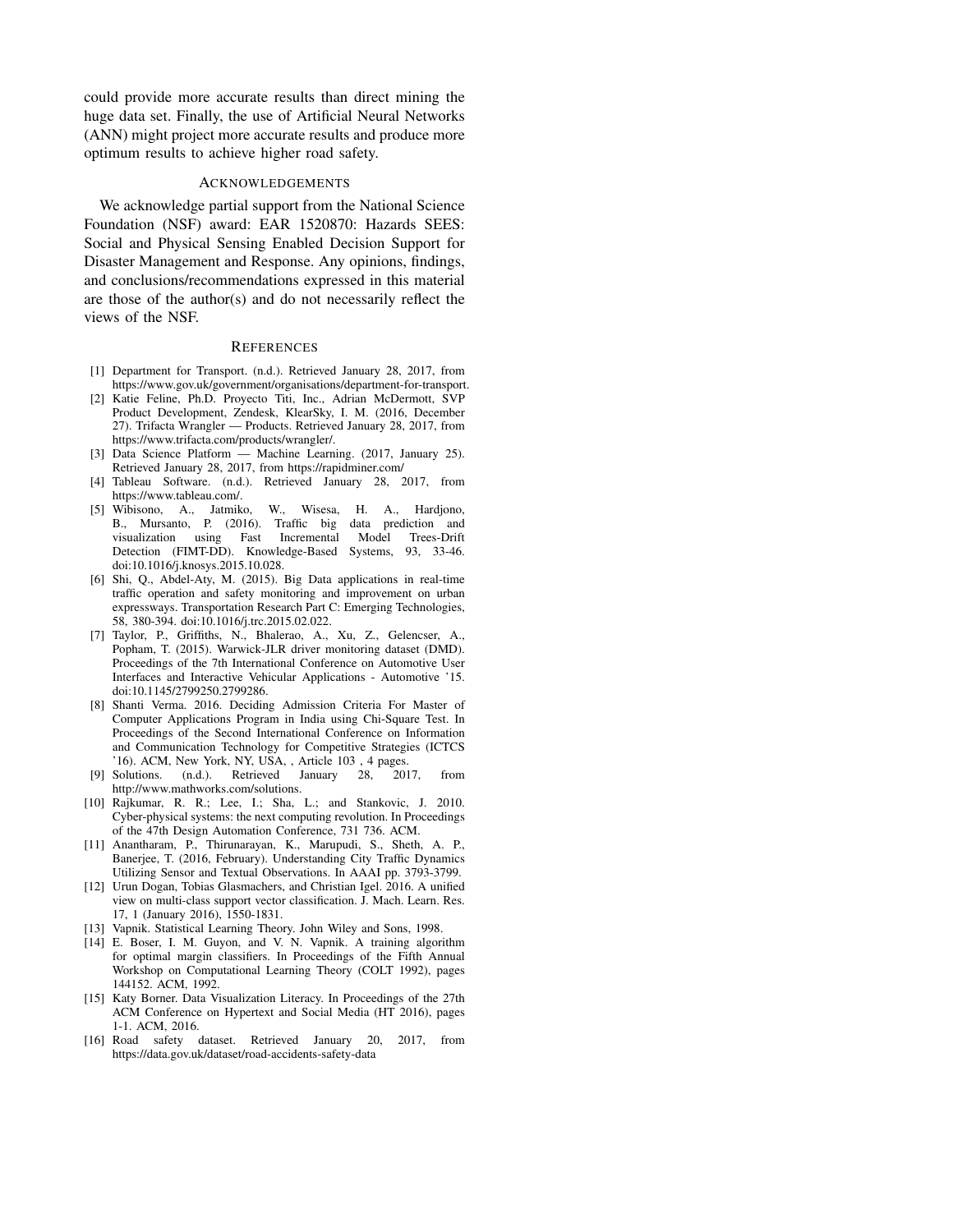could provide more accurate results than direct mining the huge data set. Finally, the use of Artificial Neural Networks (ANN) might project more accurate results and produce more optimum results to achieve higher road safety.

## Acknowledgements

We acknowledge partial support from the National Science Foundation (NSF) award: EAR 1520870: Hazards SEES: Social and Physical Sensing Enabled Decision Support for Disaster Management and Response. Any opinions, findings, and conclusions/recommendations expressed in this material are those of the author(s) and do not necessarily reflect the views of the NSF.

## References

[1] Department for Transport. (n.d.). Retrieved January 28, 2017, from https://www.gov.uk/government/organisations/department-for-transport.

[2] Katie Feline, Ph.D. Proyecto Titi, Inc., Adrian McDermott, SVP Product Development, Zendesk, KlearSky, I. M. (2016, December 27). Trifacta Wrangler — Products. Retrieved January 28, 2017, from https://www.trifacta.com/products/wrangler/.

[3] Data Science Platform — Machine Learning. (2017, January 25). Retrieved January 28, 2017, from https://rapidminer.com/

[4] Tableau Software. (n.d.). Retrieved January 28, 2017, from https://www.tableau.com/.

[5] Wibisono, A., Jatmiko, W., Wisesa, H. A., Hardjono, B., Mursanto, P. (2016). Traffic big data prediction and visualization using Fast Incremental Model Trees-Drift Detection (FIMT-DD). Knowledge-Based Systems, 93, 33-46. doi:10.1016/j.knosys.2015.10.028.

[6] Shi, Q., Abdel-Aty, M. (2015). Big Data applications in real-time traffic operation and safety monitoring and improvement on urban expressways. Transportation Research Part C: Emerging Technologies, 58, 380-394. doi:10.1016/j.trc.2015.02.022.

[7] Taylor, P., Griffiths, N., Bhalerao, A., Xu, Z., Gelencser, A., Popham, T. (2015). Warwick-JLR driver monitoring dataset (DMD). Proceedings of the 7th International Conference on Automotive User Interfaces and Interactive Vehicular Applications - Automotive '15. doi:10.1145/2799250.2799286.

[8] Shanti Verma. 2016. Deciding Admission Criteria For Master of Computer Applications Program in India using Chi-Square Test. In Proceedings of the Second International Conference on Information and Communication Technology for Competitive Strategies (ICTCS '16). ACM, New York, NY, USA, , Article 103 , 4 pages.

[9] Solutions. (n.d.). Retrieved January 28, 2017, from http://www.mathworks.com/solutions.

[10] Rajkumar, R. R.; Lee, I.; Sha, L.; and Stankovic, J. 2010. Cyber-physical systems: the next computing revolution. In Proceedings of the 47th Design Automation Conference, 731 736. ACM.

[11] Anantharam, P., Thirunarayan, K., Marupudi, S., Sheth, A. P., Banerjee, T. (2016, February). Understanding City Traffic Dynamics Utilizing Sensor and Textual Observations. In AAAI pp. 3793-3799.

[12] Urun Dogan, Tobias Glasmachers, and Christian Igel. 2016. A unified view on multi-class support vector classification. J. Mach. Learn. Res. 17, 1 (January 2016), 1550-1831.

[13] Vapnik. Statistical Learning Theory. John Wiley and Sons, 1998.

[14] E. Boser, I. M. Guyon, and V. N. Vapnik. A training algorithm for optimal margin classifiers. In Proceedings of the Fifth Annual Workshop on Computational Learning Theory (COLT 1992), pages 144152. ACM, 1992.

[15] Katy Borner. Data Visualization Literacy. In Proceedings of the 27th ACM Conference on Hypertext and Social Media (HT 2016), pages 1-1. ACM, 2016.

[16] Road safety dataset. Retrieved January 20, 2017, from https://data.gov.uk/dataset/road-accidents-safety-data